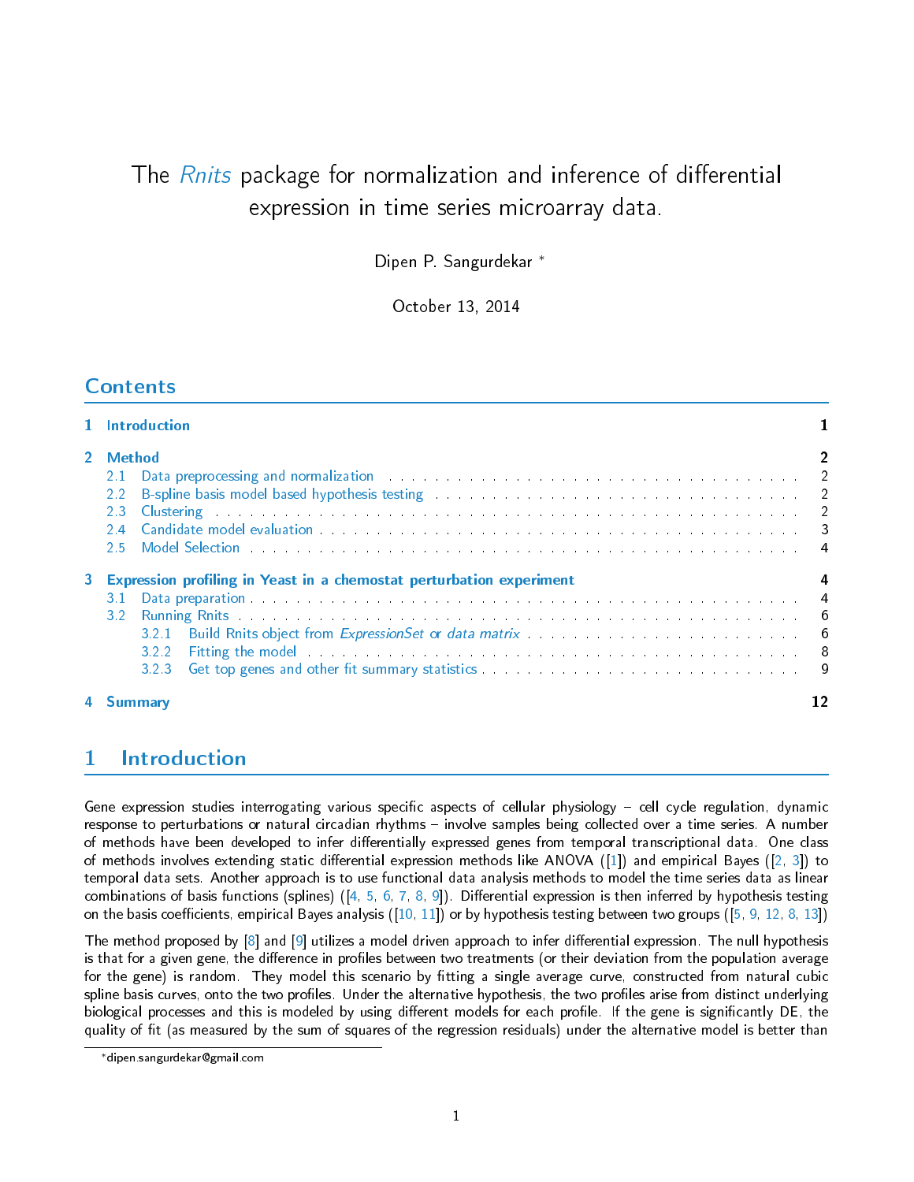# The *Rnits* package for normalization and inference of differential expression in time series microarray data.

Dipen P. Sangurdekar *

October 13, 2014

## Contents

1 Introduction 1

2 Method 2
- 2.1 Data preprocessing and normalization 2
- 2.2 B-spline basis model based hypothesis testing 2
- 2.3 Clustering 2
- 2.4 Candidate model evaluation 3
- 2.5 Model Selection 4

3 Expression profiling in Yeast in a chemostat perturbation experiment 4
- 3.1 Data preparation 4
- 3.2 Running Rnits 6
  - 3.2.1 Build Rnits object from *ExpressionSet* or *data matrix* 6
  - 3.2.2 Fitting the model 8
  - 3.2.3 Get top genes and other fit summary statistics 9

4 Summary 12

## 1 Introduction

Gene expression studies interrogating various specific aspects of cellular physiology – cell cycle regulation, dynamic response to perturbations or natural circadian rhythms – involve samples being collected over a time series. A number of methods have been developed to infer differentially expressed genes from temporal transcriptional data. One class of methods involves extending static differential expression methods like ANOVA ([1]) and empirical Bayes ([2, 3]) to temporal data sets. Another approach is to use functional data analysis methods to model the time series data as linear combinations of basis functions (splines) ([4, 5, 6, 7, 8, 9]). Differential expression is then inferred by hypothesis testing on the basis coefficients, empirical Bayes analysis ([10, 11]) or by hypothesis testing between two groups ([5, 9, 12, 8, 13])

The method proposed by [8] and [9] utilizes a model driven approach to infer differential expression. The null hypothesis is that for a given gene, the difference in profiles between two treatments (or their deviation from the population average for the gene) is random. They model this scenario by fitting a single average curve, constructed from natural cubic spline basis curves, onto the two profiles. Under the alternative hypothesis, the two profiles arise from distinct underlying biological processes and this is modeled by using different models for each profile. If the gene is significantly DE, the quality of fit (as measured by the sum of squares of the regression residuals) under the alternative model is better than

*dipen.sangurdekar@gmail.com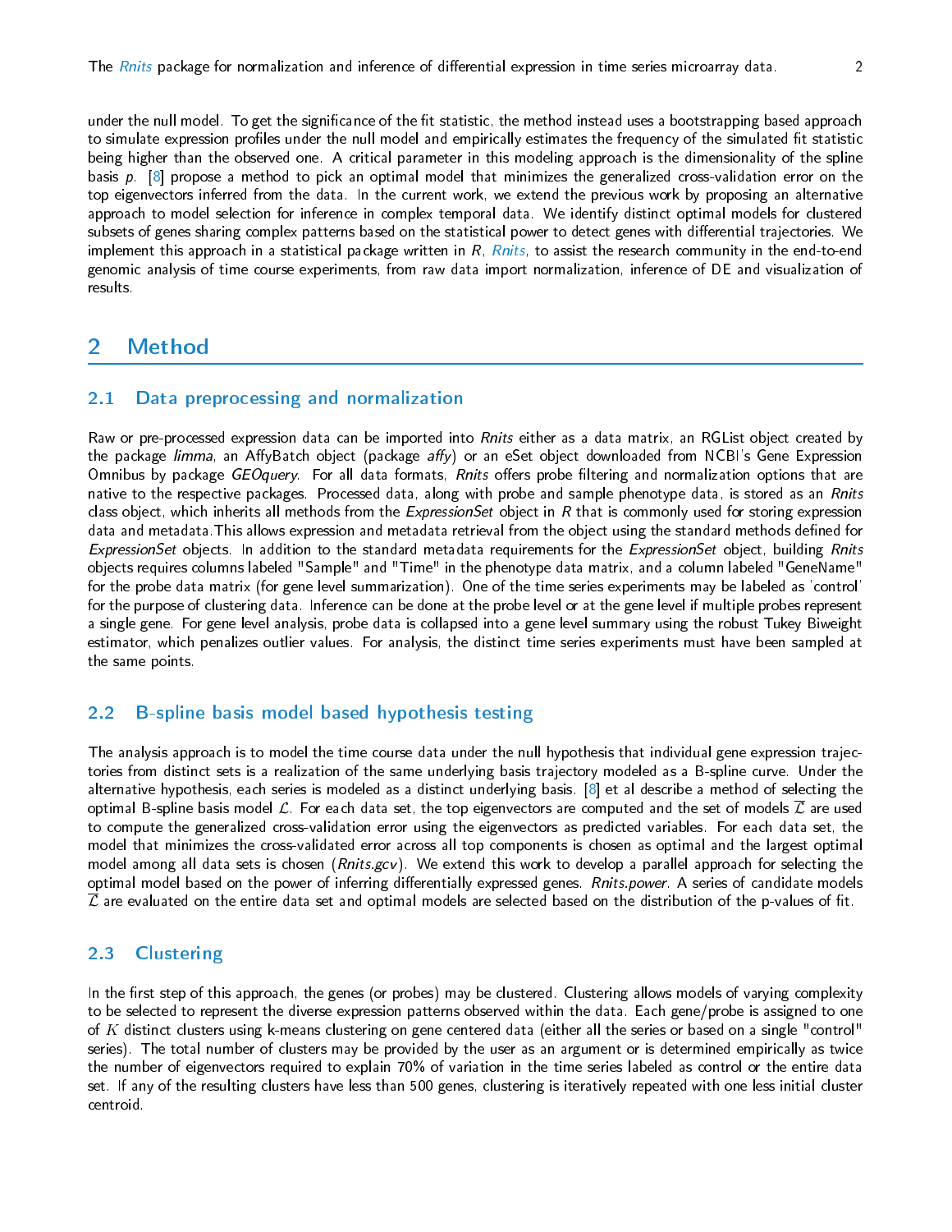under the null model. To get the significance of the fit statistic, the method instead uses a bootstrapping based approach to simulate expression profiles under the null model and empirically estimates the frequency of the simulated fit statistic being higher than the observed one. A critical parameter in this modeling approach is the dimensionality of the spline basis $p$. [8] propose a method to pick an optimal model that minimizes the generalized cross-validation error on the top eigenvectors inferred from the data. In the current work, we extend the previous work by proposing an alternative approach to model selection for inference in complex temporal data. We identify distinct optimal models for clustered subsets of genes sharing complex patterns based on the statistical power to detect genes with differential trajectories. We implement this approach in a statistical package written in *R*, *Rnits*, to assist the research community in the end-to-end genomic analysis of time course experiments, from raw data import normalization, inference of DE and visualization of results.

## 2 Method

### 2.1 Data preprocessing and normalization

Raw or pre-processed expression data can be imported into *Rnits* either as a data matrix, an RGList object created by the package *limma*, an AffyBatch object (package *affy*) or an eSet object downloaded from NCBI's Gene Expression Omnibus by package *GEOquery*. For all data formats, *Rnits* offers probe filtering and normalization options that are native to the respective packages. Processed data, along with probe and sample phenotype data, is stored as an *Rnits* class object, which inherits all methods from the *ExpressionSet* object in *R* that is commonly used for storing expression data and metadata.This allows expression and metadata retrieval from the object using the standard methods defined for *ExpressionSet* objects. In addition to the standard metadata requirements for the *ExpressionSet* object, building *Rnits* objects requires columns labeled "Sample" and "Time" in the phenotype data matrix, and a column labeled "GeneName" for the probe data matrix (for gene level summarization). One of the time series experiments may be labeled as 'control' for the purpose of clustering data. Inference can be done at the probe level or at the gene level if multiple probes represent a single gene. For gene level analysis, probe data is collapsed into a gene level summary using the robust Tukey Biweight estimator, which penalizes outlier values. For analysis, the distinct time series experiments must have been sampled at the same points.

### 2.2 B-spline basis model based hypothesis testing

The analysis approach is to model the time course data under the null hypothesis that individual gene expression trajectories from distinct sets is a realization of the same underlying basis trajectory modeled as a B-spline curve. Under the alternative hypothesis, each series is modeled as a distinct underlying basis. [8] et al describe a method of selecting the optimal B-spline basis model $\mathcal{L}$. For each data set, the top eigenvectors are computed and the set of models $\overline{\mathcal{L}}$ are used to compute the generalized cross-validation error using the eigenvectors as predicted variables. For each data set, the model that minimizes the cross-validated error across all top components is chosen as optimal and the largest optimal model among all data sets is chosen (*Rnits.gcv*). We extend this work to develop a parallel approach for selecting the optimal model based on the power of inferring differentially expressed genes. *Rnits.power*. A series of candidate models $\overline{\mathcal{L}}$ are evaluated on the entire data set and optimal models are selected based on the distribution of the p-values of fit.

### 2.3 Clustering

In the first step of this approach, the genes (or probes) may be clustered. Clustering allows models of varying complexity to be selected to represent the diverse expression patterns observed within the data. Each gene/probe is assigned to one of $K$ distinct clusters using k-means clustering on gene centered data (either all the series or based on a single "control" series). The total number of clusters may be provided by the user as an argument or is determined empirically as twice the number of eigenvectors required to explain 70% of variation in the time series labeled as control or the entire data set. If any of the resulting clusters have less than 500 genes, clustering is iteratively repeated with one less initial cluster centroid.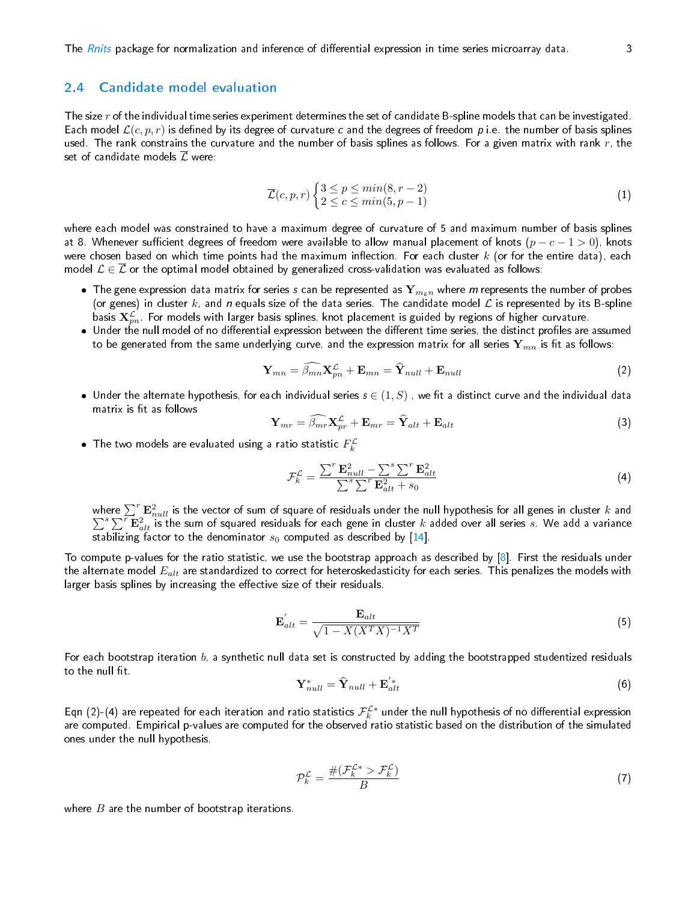## 2.4 Candidate model evaluation

The size $r$ of the individual time series experiment determines the set of candidate B-spline models that can be investigated. Each model $\mathcal{L}(c, p, r)$ is defined by its degree of curvature $c$ and the degrees of freedom $p$ i.e. the number of basis splines used. The rank constrains the curvature and the number of basis splines as follows. For a given matrix with rank $r$, the set of candidate models $\overline{\mathcal{L}}$ were:

$$\overline{\mathcal{L}}(c,p,r)\begin{cases}3 \leq p \leq min(8, r-2)\\ 2 \leq c \leq min(5, p-1)\end{cases} \tag{1}$$

where each model was constrained to have a maximum degree of curvature of 5 and maximum number of basis splines at 8. Whenever sufficient degrees of freedom were available to allow manual placement of knots $(p - c - 1 > 0)$, knots were chosen based on which time points had the maximum inflection. For each cluster $k$ (or for the entire data), each model $\mathcal{L} \in \overline{\mathcal{L}}$ or the optimal model obtained by generalized cross-validation was evaluated as follows:

- The gene expression data matrix for series $s$ can be represented as $\mathbf{Y}_{m_k n}$ where $m$ represents the number of probes (or genes) in cluster $k$, and $n$ equals size of the data series. The candidate model $\mathcal{L}$ is represented by its B-spline basis $\mathbf{X}^{\mathcal{L}}_{pn}$. For models with larger basis splines, knot placement is guided by regions of higher curvature.
- Under the null model of no differential expression between the different time series, the distinct profiles are assumed to be generated from the same underlying curve, and the expression matrix for all series $\mathbf{Y}_{mn}$ is fit as follows:

$$\mathbf{Y}_{mn} = \widehat{\beta_{mn}}\mathbf{X}^{\mathcal{L}}_{pn} + \mathbf{E}_{mn} = \widehat{\mathbf{Y}}_{null} + \mathbf{E}_{null} \tag{2}$$

- Under the alternate hypothesis, for each individual series $s \in (1, S)$ , we fit a distinct curve and the individual data matrix is fit as follows

$$\mathbf{Y}_{mr} = \widehat{\beta_{mr}}\mathbf{X}^{\mathcal{L}}_{pr} + \mathbf{E}_{mr} = \widehat{\mathbf{Y}}_{alt} + \mathbf{E}_{alt} \tag{3}$$

- The two models are evaluated using a ratio statistic $F^{\mathcal{L}}_k$

$$\mathcal{F}^{\mathcal{L}}_k = \frac{\sum^r \mathbf{E}^2_{null} - \sum^s\sum^r \mathbf{E}^2_{alt}}{\sum^s\sum^r \mathbf{E}^2_{alt} + s_0} \tag{4}$$

where $\sum^r \mathbf{E}^2_{null}$ is the vector of sum of square of residuals under the null hypothesis for all genes in cluster $k$ and $\sum^s\sum^r \mathbf{E}^2_{alt}$ is the sum of squared residuals for each gene in cluster $k$ added over all series $s$. We add a variance stabilizing factor to the denominator $s_0$ computed as described by [14].

To compute p-values for the ratio statistic, we use the bootstrap approach as described by [8]. First the residuals under the alternate model $E_{alt}$ are standardized to correct for heteroskedasticity for each series. This penalizes the models with larger basis splines by increasing the effective size of their residuals.

$$\mathbf{E}^{'}_{alt} = \frac{\mathbf{E}_{alt}}{\sqrt{1 - X(X^TX)^{-1}X^T}} \tag{5}$$

For each bootstrap iteration $b$, a synthetic null data set is constructed by adding the bootstrapped studentized residuals to the null fit.

$$\mathbf{Y}^*_{null} = \widehat{\mathbf{Y}}_{null} + \mathbf{E}^{'*}_{alt} \tag{6}$$

Eqn (2)-(4) are repeated for each iteration and ratio statistics $\mathcal{F}^{\mathcal{L}*}_k$ under the null hypothesis of no differential expression are computed. Empirical p-values are computed for the observed ratio statistic based on the distribution of the simulated ones under the null hypothesis.

$$\mathcal{P}^{\mathcal{L}}_k = \frac{\#(\mathcal{F}^{\mathcal{L}*}_k > \mathcal{F}^{\mathcal{L}}_k)}{B} \tag{7}$$

where $B$ are the number of bootstrap iterations.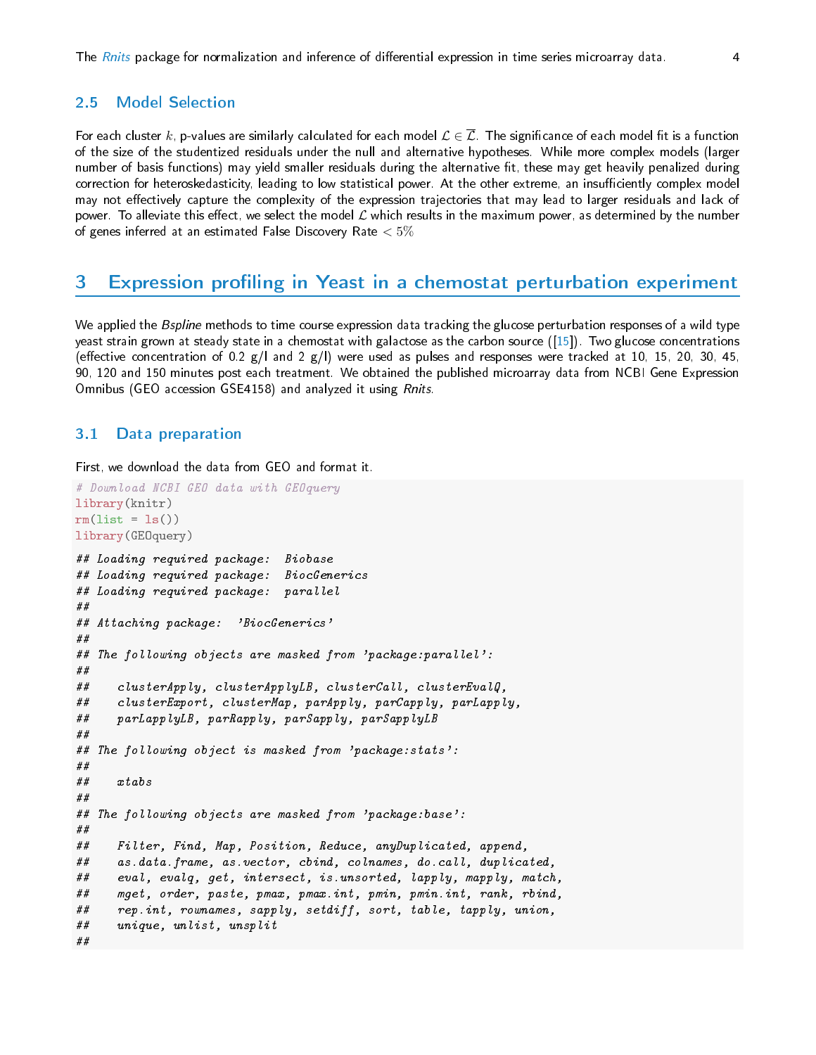## 2.5 Model Selection

For each cluster $k$, p-values are similarly calculated for each model $\mathcal{L} \in \overline{\mathcal{L}}$. The significance of each model fit is a function of the size of the studentized residuals under the null and alternative hypotheses. While more complex models (larger number of basis functions) may yield smaller residuals during the alternative fit, these may get heavily penalized during correction for heteroskedasticity, leading to low statistical power. At the other extreme, an insufficiently complex model may not effectively capture the complexity of the expression trajectories that may lead to larger residuals and lack of power. To alleviate this effect, we select the model $\mathcal{L}$ which results in the maximum power, as determined by the number of genes inferred at an estimated False Discovery Rate $< 5\%$

# 3 Expression profiling in Yeast in a chemostat perturbation experiment

We applied the *Bspline* methods to time course expression data tracking the glucose perturbation responses of a wild type yeast strain grown at steady state in a chemostat with galactose as the carbon source ([15]). Two glucose concentrations (effective concentration of 0.2 g/l and 2 g/l) were used as pulses and responses were tracked at 10, 15, 20, 30, 45, 90, 120 and 150 minutes post each treatment. We obtained the published microarray data from NCBI Gene Expression Omnibus (GEO accession GSE4158) and analyzed it using *Rnits*.

## 3.1 Data preparation

First, we download the data from GEO and format it.

```
# Download NCBI GEO data with GEOquery
library(knitr)
rm(list = ls())
library(GEOquery)

## Loading required package:  Biobase
## Loading required package:  BiocGenerics
## Loading required package:  parallel
##
## Attaching package:  'BiocGenerics'
##
## The following objects are masked from 'package:parallel':
##
##     clusterApply, clusterApplyLB, clusterCall, clusterEvalQ,
##     clusterExport, clusterMap, parApply, parCapply, parLapply,
##     parLapplyLB, parRapply, parSapply, parSapplyLB
##
## The following object is masked from 'package:stats':
##
##     xtabs
##
## The following objects are masked from 'package:base':
##
##     Filter, Find, Map, Position, Reduce, anyDuplicated, append,
##     as.data.frame, as.vector, cbind, colnames, do.call, duplicated,
##     eval, evalq, get, intersect, is.unsorted, lapply, mapply, match,
##     mget, order, paste, pmax, pmax.int, pmin, pmin.int, rank, rbind,
##     rep.int, rownames, sapply, setdiff, sort, table, tapply, union,
##     unique, unlist, unsplit
##
```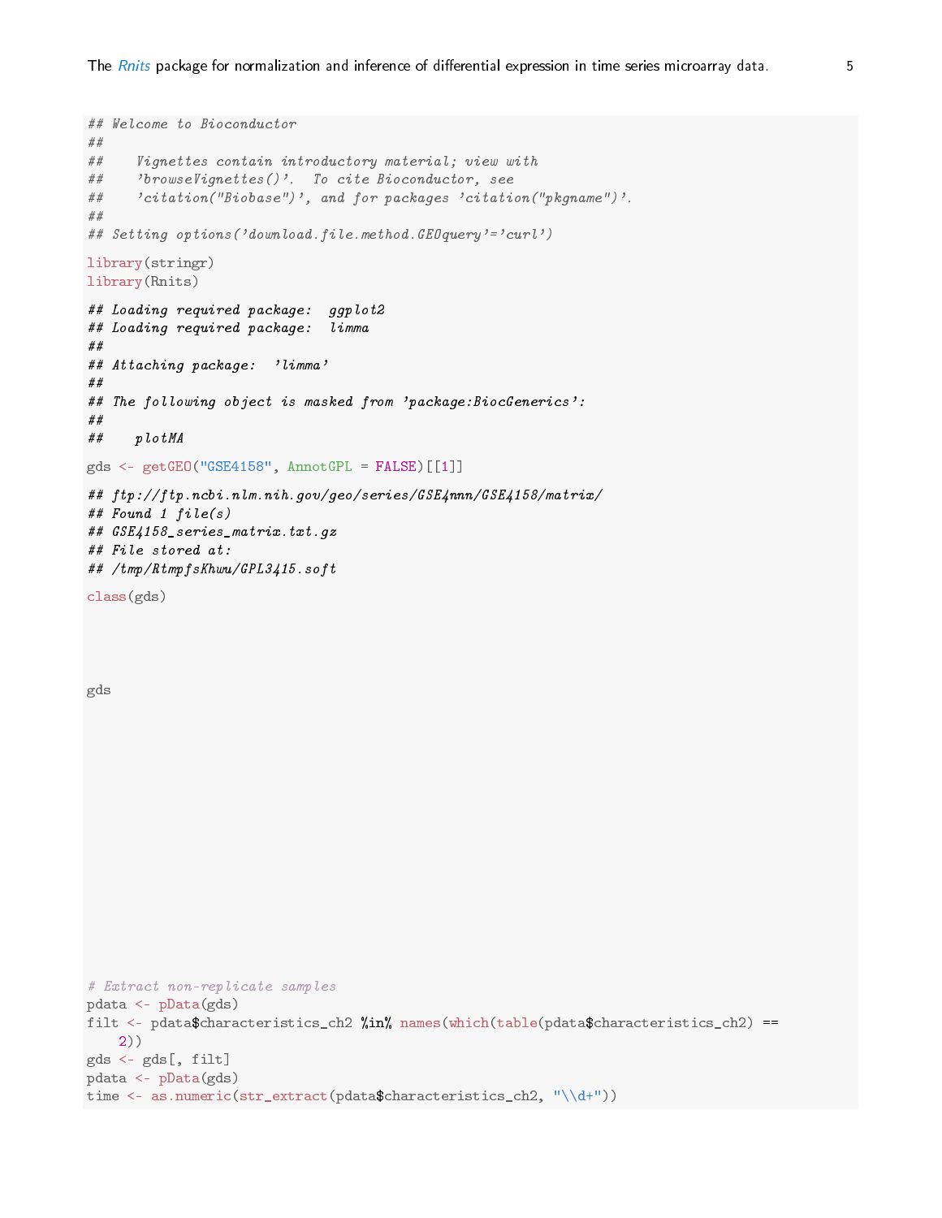```
## Welcome to Bioconductor
##
##     Vignettes contain introductory material; view with
##     'browseVignettes()'.  To cite Bioconductor, see
##     'citation("Biobase")', and for packages 'citation("pkgname")'.
##
## Setting options('download.file.method.GEOquery'='curl')
```

```
library(stringr)
library(Rnits)
```

```
## Loading required package:  ggplot2
## Loading required package:  limma
##
## Attaching package:  'limma'
##
## The following object is masked from 'package:BiocGenerics':
##
##     plotMA
```

```
gds <- getGEO("GSE4158", AnnotGPL = FALSE)[[1]]
```

```
## ftp://ftp.ncbi.nlm.nih.gov/geo/series/GSE4nnn/GSE4158/matrix/
## Found 1 file(s)
## GSE4158_series_matrix.txt.gz
## File stored at:
## /tmp/RtmpfsKhwu/GPL3415.soft
```

```
class(gds)
```

```
gds
```

```
# Extract non-replicate samples
pdata <- pData(gds)
filt <- pdata$characteristics_ch2 %in% names(which(table(pdata$characteristics_ch2) ==
    2))
gds <- gds[, filt]
pdata <- pData(gds)
time <- as.numeric(str_extract(pdata$characteristics_ch2, "\\d+"))
```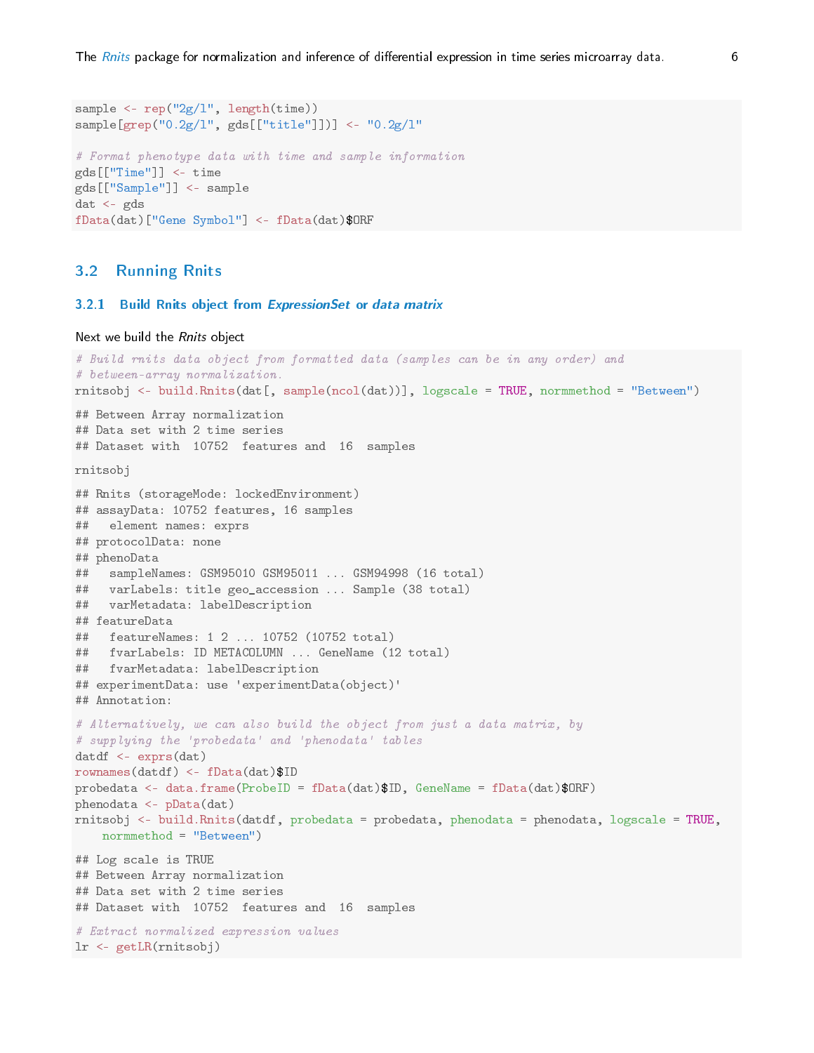```r
sample <- rep("2g/l", length(time))
sample[grep("0.2g/l", gds[["title"]])] <- "0.2g/l"

# Format phenotype data with time and sample information
gds[["Time"]] <- time
gds[["Sample"]] <- sample
dat <- gds
fData(dat)["Gene Symbol"] <- fData(dat)$ORF
```

## 3.2 Running Rnits

### 3.2.1 Build Rnits object from *ExpressionSet* or *data matrix*

Next we build the *Rnits* object

```r
# Build rnits data object from formatted data (samples can be in any order) and
# between-array normalization.
rnitsobj <- build.Rnits(dat[, sample(ncol(dat))], logscale = TRUE, normmethod = "Between")
```

```
## Between Array normalization
## Data set with 2 time series
## Dataset with  10752  features and  16  samples
```

```r
rnitsobj
```

```
## Rnits (storageMode: lockedEnvironment)
## assayData: 10752 features, 16 samples
##   element names: exprs
## protocolData: none
## phenoData
##   sampleNames: GSM95010 GSM95011 ... GSM94998 (16 total)
##   varLabels: title geo_accession ... Sample (38 total)
##   varMetadata: labelDescription
## featureData
##   featureNames: 1 2 ... 10752 (10752 total)
##   fvarLabels: ID METACOLUMN ... GeneName (12 total)
##   fvarMetadata: labelDescription
## experimentData: use 'experimentData(object)'
## Annotation:
```

```r
# Alternatively, we can also build the object from just a data matrix, by
# supplying the 'probedata' and 'phenodata' tables
datdf <- exprs(dat)
rownames(datdf) <- fData(dat)$ID
probedata <- data.frame(ProbeID = fData(dat)$ID, GeneName = fData(dat)$ORF)
phenodata <- pData(dat)
rnitsobj <- build.Rnits(datdf, probedata = probedata, phenodata = phenodata, logscale = TRUE,
    normmethod = "Between")
```

```
## Log scale is TRUE
## Between Array normalization
## Data set with 2 time series
## Dataset with  10752  features and  16  samples
```

```r
# Extract normalized expression values
lr <- getLR(rnitsobj)
```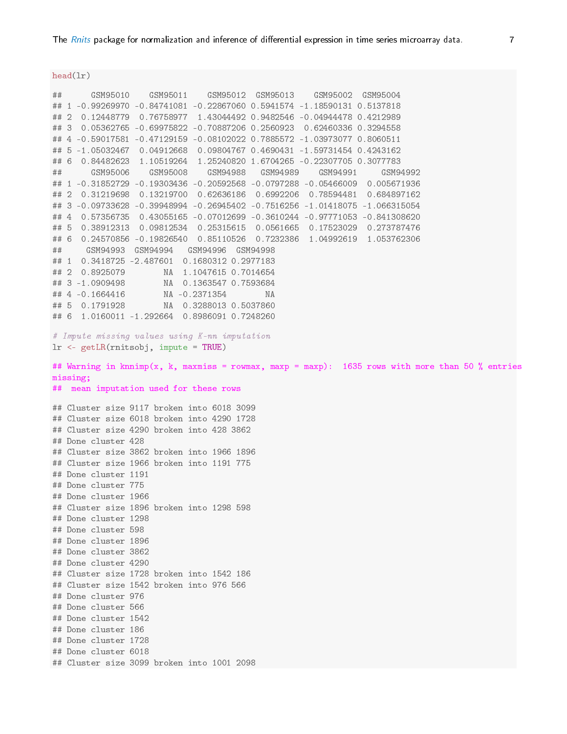```
head(lr)

##      GSM95010    GSM95011    GSM95012  GSM95013    GSM95002  GSM95004
## 1 -0.99269970 -0.84741081 -0.22867060 0.5941574 -1.18590131 0.5137818
## 2  0.12448779  0.76758977  1.43044492 0.9482546 -0.04944478 0.4212989
## 3  0.05362765 -0.69975822 -0.70887206 0.2560923  0.62460336 0.3294558
## 4 -0.59017581 -0.47129159 -0.08102022 0.7885572 -1.03973077 0.8060511
## 5 -1.05032467  0.04912668  0.09804767 0.4690431 -1.59731454 0.4243162
## 6  0.84482623  1.10519264  1.25240820 1.6704265 -0.22307705 0.3077783
##      GSM95006    GSM95008    GSM94988   GSM94989    GSM94991     GSM94992
## 1 -0.31852729 -0.19303436 -0.20592568 -0.0797288 -0.05466009  0.005671936
## 2  0.31219698  0.13219700  0.62636186  0.6992206  0.78594481  0.684897162
## 3 -0.09733628 -0.39948994 -0.26945402 -0.7516256 -1.01418075 -1.066315054
## 4  0.57356735  0.43055165 -0.07012699 -0.3610244 -0.97771053 -0.841308620
## 5  0.38912313  0.09812534  0.25315615  0.0561665  0.17523029  0.273787476
## 6  0.24570856 -0.19826540  0.85110526  0.7232386  1.04992619  1.053762306
##     GSM94993  GSM94994   GSM94996  GSM94998
## 1  0.3418725 -2.487601  0.1680312 0.2977183
## 2  0.8925079        NA  1.1047615 0.7014654
## 3 -1.0909498        NA  0.1363547 0.7593684
## 4 -0.1664416        NA -0.2371354        NA
## 5  0.1791928        NA  0.3288013 0.5037860
## 6  1.0160011 -1.292664  0.8986091 0.7248260

# Impute missing values using K-nn imputation
lr <- getLR(rnitsobj, impute = TRUE)

## Warning in knnimp(x, k, maxmiss = rowmax, maxp = maxp):  1635 rows with more than 50 % entries
missing;
##  mean imputation used for these rows

## Cluster size 9117 broken into 6018 3099
## Cluster size 6018 broken into 4290 1728
## Cluster size 4290 broken into 428 3862
## Done cluster 428
## Cluster size 3862 broken into 1966 1896
## Cluster size 1966 broken into 1191 775
## Done cluster 1191
## Done cluster 775
## Done cluster 1966
## Cluster size 1896 broken into 1298 598
## Done cluster 1298
## Done cluster 598
## Done cluster 1896
## Done cluster 3862
## Done cluster 4290
## Cluster size 1728 broken into 1542 186
## Cluster size 1542 broken into 976 566
## Done cluster 976
## Done cluster 566
## Done cluster 1542
## Done cluster 186
## Done cluster 1728
## Done cluster 6018
## Cluster size 3099 broken into 1001 2098
```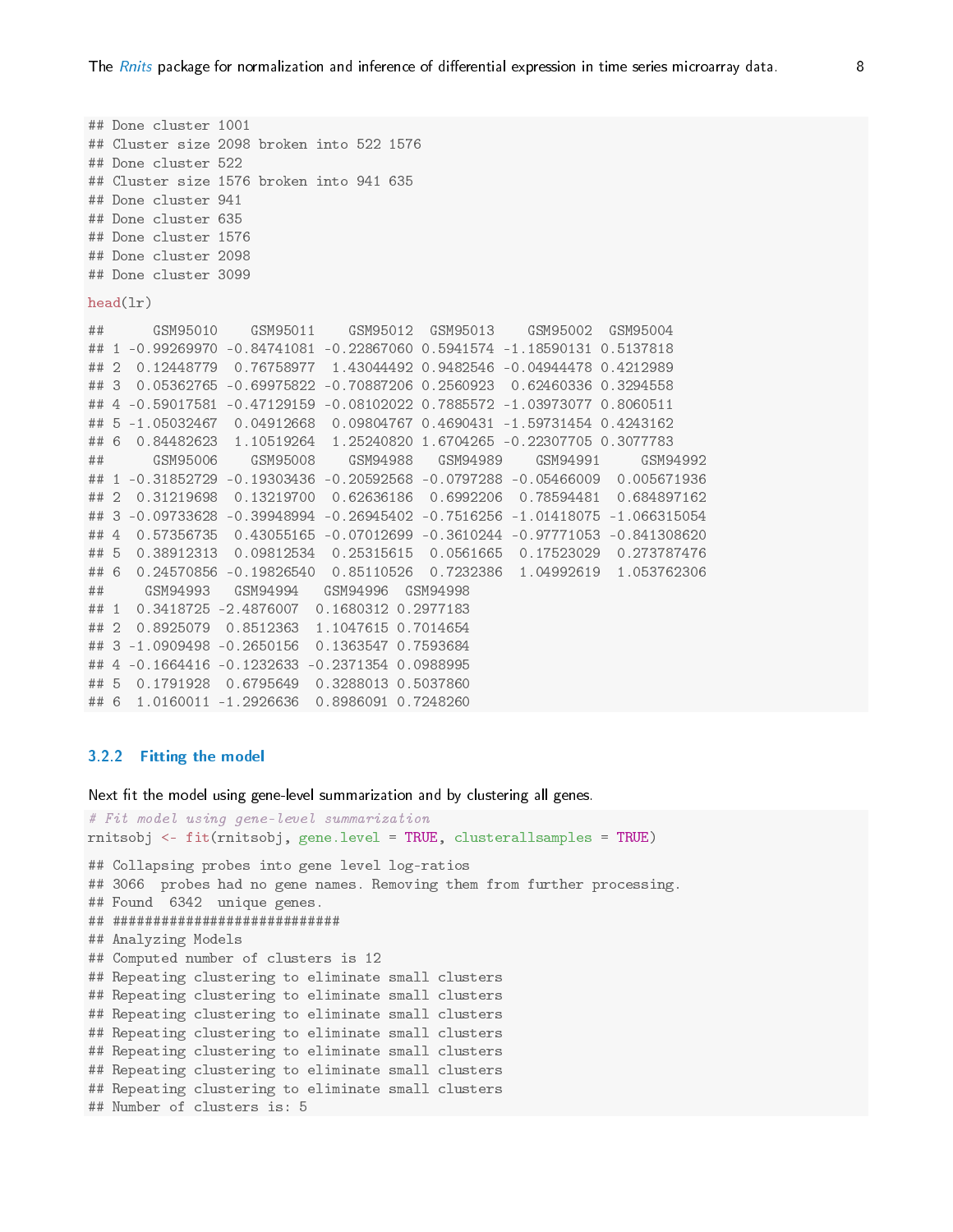```
## Done cluster 1001
## Cluster size 2098 broken into 522 1576
## Done cluster 522
## Cluster size 1576 broken into 941 635
## Done cluster 941
## Done cluster 635
## Done cluster 1576
## Done cluster 2098
## Done cluster 3099
```

```
head(lr)
```

```
##      GSM95010    GSM95011    GSM95012  GSM95013    GSM95002  GSM95004
## 1 -0.99269970 -0.84741081 -0.22867060 0.5941574 -1.18590131 0.5137818
## 2  0.12448779  0.76758977  1.43044492 0.9482546 -0.04944478 0.4212989
## 3  0.05362765 -0.69975822 -0.70887206 0.2560923  0.62460336 0.3294558
## 4 -0.59017581 -0.47129159 -0.08102022 0.7885572 -1.03973077 0.8060511
## 5 -1.05032467  0.04912668  0.09804767 0.4690431 -1.59731454 0.4243162
## 6  0.84482623  1.10519264  1.25240820 1.6704265 -0.22307705 0.3077783
##      GSM95006    GSM95008    GSM94988   GSM94989    GSM94991     GSM94992
## 1 -0.31852729 -0.19303436 -0.20592568 -0.0797288 -0.05466009  0.005671936
## 2  0.31219698  0.13219700  0.62636186  0.6992206  0.78594481  0.684897162
## 3 -0.09733628 -0.39948994 -0.26945402 -0.7516256 -1.01418075 -1.066315054
## 4  0.57356735  0.43055165 -0.07012699 -0.3610244 -0.97771053 -0.841308620
## 5  0.38912313  0.09812534  0.25315615  0.0561665  0.17523029  0.273787476
## 6  0.24570856 -0.19826540  0.85110526  0.7232386  1.04992619  1.053762306
##     GSM94993   GSM94994   GSM94996  GSM94998
## 1  0.3418725 -2.4876007  0.1680312 0.2977183
## 2  0.8925079  0.8512363  1.1047615 0.7014654
## 3 -1.0909498 -0.2650156  0.1363547 0.7593684
## 4 -0.1664416 -0.1232633 -0.2371354 0.0988995
## 5  0.1791928  0.6795649  0.3288013 0.5037860
## 6  1.0160011 -1.2926636  0.8986091 0.7248260
```

### 3.2.2 Fitting the model

Next fit the model using gene-level summarization and by clustering all genes.

```
# Fit model using gene-level summarization
rnitsobj <- fit(rnitsobj, gene.level = TRUE, clusterallsamples = TRUE)
```

```
## Collapsing probes into gene level log-ratios
## 3066  probes had no gene names. Removing them from further processing.
## Found  6342  unique genes.
## ###########################
## Analyzing Models
## Computed number of clusters is 12
## Repeating clustering to eliminate small clusters
## Repeating clustering to eliminate small clusters
## Repeating clustering to eliminate small clusters
## Repeating clustering to eliminate small clusters
## Repeating clustering to eliminate small clusters
## Repeating clustering to eliminate small clusters
## Repeating clustering to eliminate small clusters
## Number of clusters is: 5
```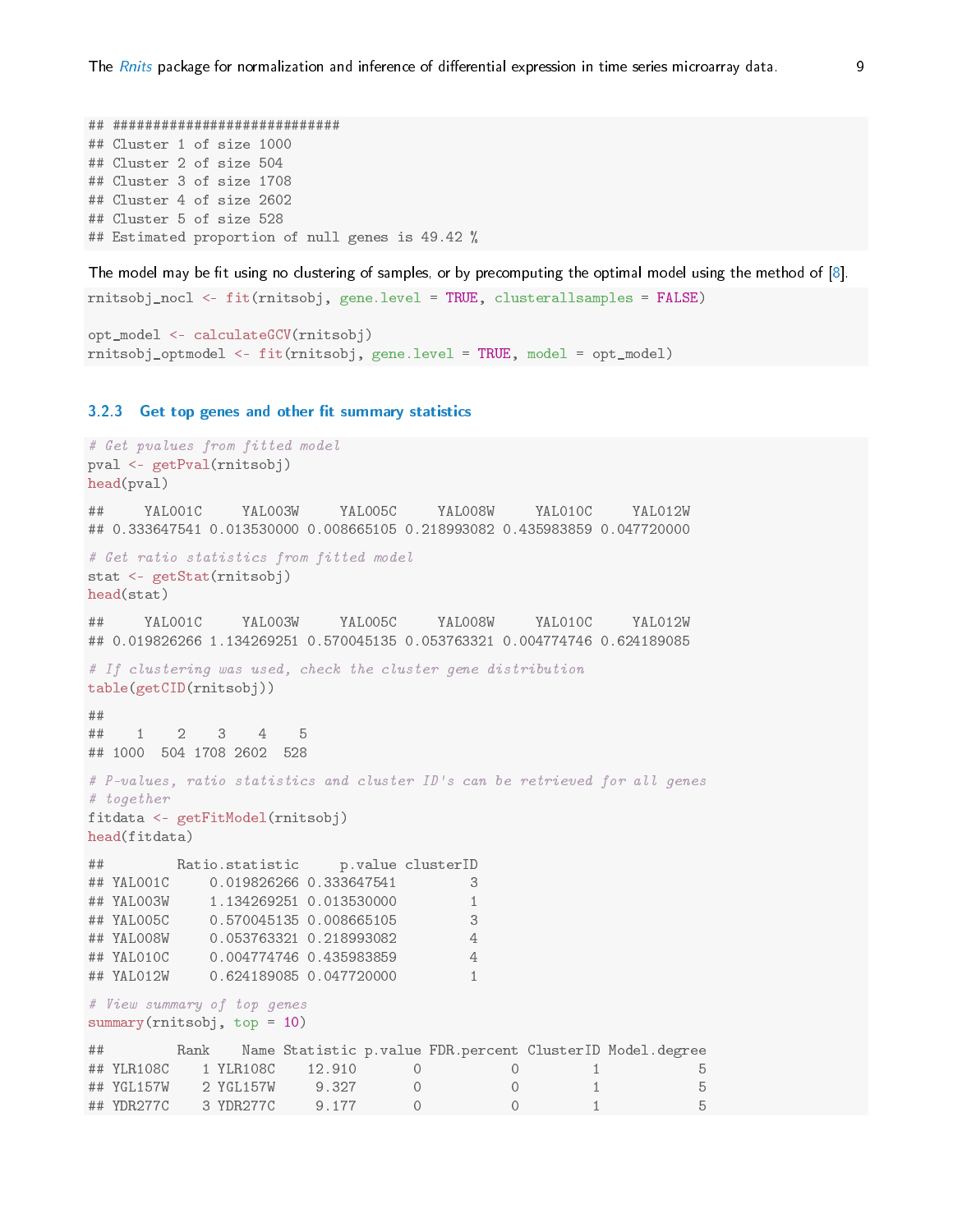```
## ###########################
## Cluster 1 of size 1000
## Cluster 2 of size 504
## Cluster 3 of size 1708
## Cluster 4 of size 2602
## Cluster 5 of size 528
## Estimated proportion of null genes is 49.42 %
```

The model may be fit using no clustering of samples, or by precomputing the optimal model using the method of [8].

```
rnitsobj_nocl <- fit(rnitsobj, gene.level = TRUE, clusterallsamples = FALSE)

opt_model <- calculateGCV(rnitsobj)
rnitsobj_optmodel <- fit(rnitsobj, gene.level = TRUE, model = opt_model)
```

### 3.2.3 Get top genes and other fit summary statistics

```
# Get pvalues from fitted model
pval <- getPval(rnitsobj)
head(pval)

##     YAL001C     YAL003W     YAL005C     YAL008W     YAL010C     YAL012W
## 0.333647541 0.013530000 0.008665105 0.218993082 0.435983859 0.047720000

# Get ratio statistics from fitted model
stat <- getStat(rnitsobj)
head(stat)

##     YAL001C     YAL003W     YAL005C     YAL008W     YAL010C     YAL012W
## 0.019826266 1.134269251 0.570045135 0.053763321 0.004774746 0.624189085

# If clustering was used, check the cluster gene distribution
table(getCID(rnitsobj))

##
##    1    2    3    4    5
## 1000  504 1708 2602  528

# P-values, ratio statistics and cluster ID's can be retrieved for all genes
# together
fitdata <- getFitModel(rnitsobj)
head(fitdata)

##         Ratio.statistic     p.value clusterID
## YAL001C     0.019826266 0.333647541         3
## YAL003W     1.134269251 0.013530000         1
## YAL005C     0.570045135 0.008665105         3
## YAL008W     0.053763321 0.218993082         4
## YAL010C     0.004774746 0.435983859         4
## YAL012W     0.624189085 0.047720000         1

# View summary of top genes
summary(rnitsobj, top = 10)

##         Rank    Name Statistic p.value FDR.percent ClusterID Model.degree
## YLR108C    1 YLR108C    12.910       0           0         1            5
## YGL157W    2 YGL157W     9.327       0           0         1            5
## YDR277C    3 YDR277C     9.177       0           0         1            5
```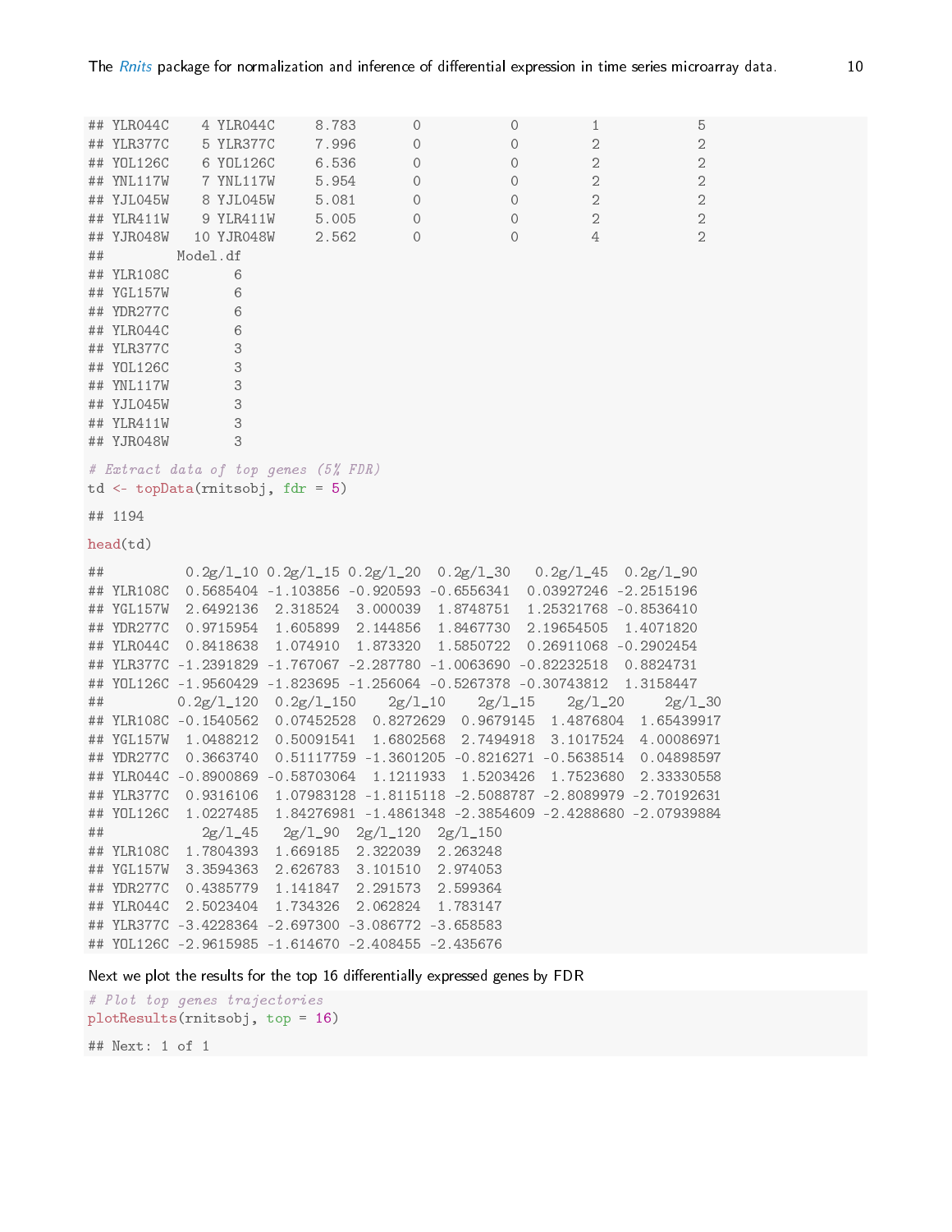```
## YLR044C    4 YLR044C     8.783       0           0         1            5
## YLR377C    5 YLR377C     7.996       0           0         2            2
## YOL126C    6 YOL126C     6.536       0           0         2            2
## YNL117W    7 YNL117W     5.954       0           0         2            2
## YJL045W    8 YJL045W     5.081       0           0         2            2
## YLR411W    9 YLR411W     5.005       0           0         2            2
## YJR048W   10 YJR048W     2.562       0           0         4            2
##         Model.df
## YLR108C        6
## YGL157W        6
## YDR277C        6
## YLR044C        6
## YLR377C        3
## YOL126C        3
## YNL117W        3
## YJL045W        3
## YLR411W        3
## YJR048W        3
```

```
# Extract data of top genes (5% FDR)
td <- topData(rnitsobj, fdr = 5)
```

```
## 1194
```

```
head(td)
```

```
##          0.2g/l_10 0.2g/l_15 0.2g/l_20  0.2g/l_30   0.2g/l_45  0.2g/l_90
## YLR108C  0.5685404 -1.103856 -0.920593 -0.6556341  0.03927246 -2.2515196
## YGL157W  2.6492136  2.318524  3.000039  1.8748751  1.25321768 -0.8536410
## YDR277C  0.9715954  1.605899  2.144856  1.8467730  2.19654505  1.4071820
## YLR044C  0.8418638  1.074910  1.873320  1.5850722  0.26911068 -0.2902454
## YLR377C -1.2391829 -1.767067 -2.287780 -1.0063690 -0.82232518  0.8824731
## YOL126C -1.9560429 -1.823695 -1.256064 -0.5267378 -0.30743812  1.3158447
##         0.2g/l_120  0.2g/l_150    2g/l_10    2g/l_15    2g/l_20     2g/l_30
## YLR108C -0.1540562  0.07452528  0.8272629  0.9679145  1.4876804  1.65439917
## YGL157W  1.0488212  0.50091541  1.6802568  2.7494918  3.1017524  4.00086971
## YDR277C  0.3663740  0.51117759 -1.3601205 -0.8216271 -0.5638514  0.04898597
## YLR044C -0.8900869 -0.58703064  1.1211933  1.5203426  1.7523680  2.33330558
## YLR377C  0.9316106  1.07983128 -1.8115118 -2.5088787 -2.8089979 -2.70192631
## YOL126C  1.0227485  1.84276981 -1.4861348 -2.3854609 -2.4288680 -2.07939884
##            2g/l_45   2g/l_90  2g/l_120  2g/l_150
## YLR108C  1.7804393  1.669185  2.322039  2.263248
## YGL157W  3.3594363  2.626783  3.101510  2.974053
## YDR277C  0.4385779  1.141847  2.291573  2.599364
## YLR044C  2.5023404  1.734326  2.062824  1.783147
## YLR377C -3.4228364 -2.697300 -3.086772 -3.658583
## YOL126C -2.9615985 -1.614670 -2.408455 -2.435676
```

Next we plot the results for the top 16 differentially expressed genes by FDR

```
# Plot top genes trajectories
plotResults(rnitsobj, top = 16)
```

```
## Next: 1 of 1
```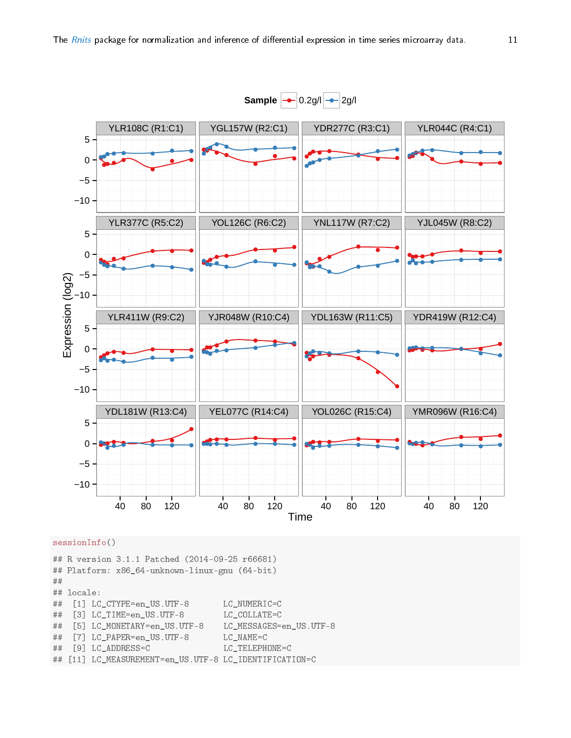```
sessionInfo()

## R version 3.1.1 Patched (2014-09-25 r66681)
## Platform: x86_64-unknown-linux-gnu (64-bit)
##
## locale:
##  [1] LC_CTYPE=en_US.UTF-8       LC_NUMERIC=C
##  [3] LC_TIME=en_US.UTF-8        LC_COLLATE=C
##  [5] LC_MONETARY=en_US.UTF-8    LC_MESSAGES=en_US.UTF-8
##  [7] LC_PAPER=en_US.UTF-8       LC_NAME=C
##  [9] LC_ADDRESS=C               LC_TELEPHONE=C
## [11] LC_MEASUREMENT=en_US.UTF-8 LC_IDENTIFICATION=C
```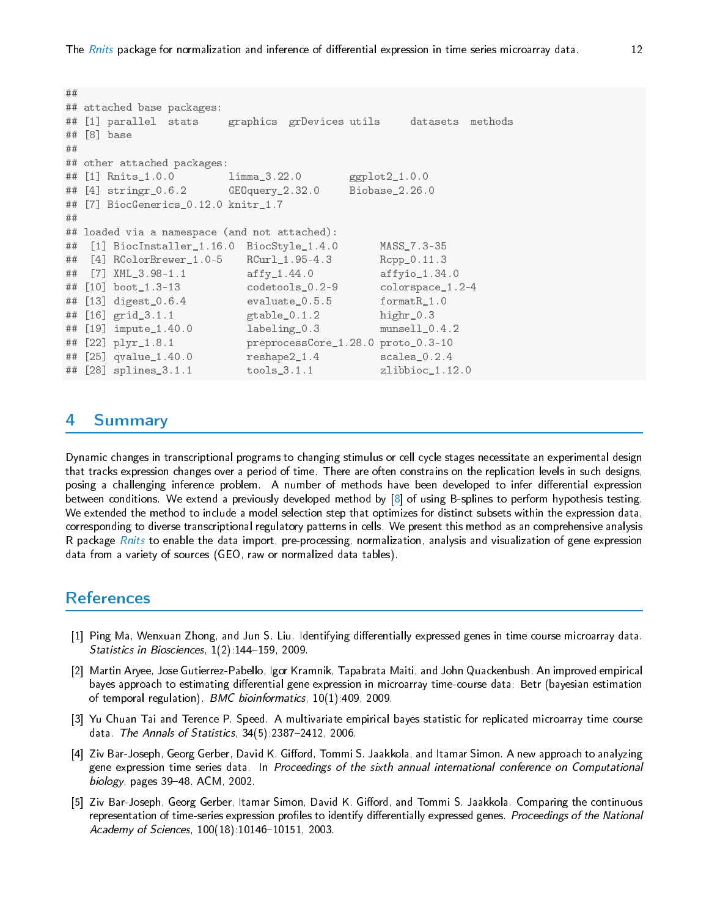```
##
## attached base packages:
## [1] parallel  stats     graphics  grDevices utils     datasets  methods
## [8] base
##
## other attached packages:
## [1] Rnits_1.0.0         limma_3.22.0        ggplot2_1.0.0
## [4] stringr_0.6.2       GEOquery_2.32.0     Biobase_2.26.0
## [7] BiocGenerics_0.12.0 knitr_1.7
##
## loaded via a namespace (and not attached):
##  [1] BiocInstaller_1.16.0  BiocStyle_1.4.0       MASS_7.3-35
##  [4] RColorBrewer_1.0-5    RCurl_1.95-4.3        Rcpp_0.11.3
##  [7] XML_3.98-1.1          affy_1.44.0           affyio_1.34.0
## [10] boot_1.3-13           codetools_0.2-9       colorspace_1.2-4
## [13] digest_0.6.4          evaluate_0.5.5        formatR_1.0
## [16] grid_3.1.1            gtable_0.1.2          highr_0.3
## [19] impute_1.40.0         labeling_0.3          munsell_0.4.2
## [22] plyr_1.8.1            preprocessCore_1.28.0 proto_0.3-10
## [25] qvalue_1.40.0         reshape2_1.4          scales_0.2.4
## [28] splines_3.1.1         tools_3.1.1           zlibbioc_1.12.0
```

# 4 Summary

Dynamic changes in transcriptional programs to changing stimulus or cell cycle stages necessitate an experimental design that tracks expression changes over a period of time. There are often constrains on the replication levels in such designs, posing a challenging inference problem. A number of methods have been developed to infer differential expression between conditions. We extend a previously developed method by [8] of using B-splines to perform hypothesis testing. We extended the method to include a model selection step that optimizes for distinct subsets within the expression data, corresponding to diverse transcriptional regulatory patterns in cells. We present this method as an comprehensive analysis R package *Rnits* to enable the data import, pre-processing, normalization, analysis and visualization of gene expression data from a variety of sources (GEO, raw or normalized data tables).

# References

[1] Ping Ma, Wenxuan Zhong, and Jun S. Liu. Identifying differentially expressed genes in time course microarray data. *Statistics in Biosciences*, 1(2):144–159, 2009.

[2] Martin Aryee, Jose Gutierrez-Pabello, Igor Kramnik, Tapabrata Maiti, and John Quackenbush. An improved empirical bayes approach to estimating differential gene expression in microarray time-course data: Betr (bayesian estimation of temporal regulation). *BMC bioinformatics*, 10(1):409, 2009.

[3] Yu Chuan Tai and Terence P. Speed. A multivariate empirical bayes statistic for replicated microarray time course data. *The Annals of Statistics*, 34(5):2387–2412, 2006.

[4] Ziv Bar-Joseph, Georg Gerber, David K. Gifford, Tommi S. Jaakkola, and Itamar Simon. A new approach to analyzing gene expression time series data. In *Proceedings of the sixth annual international conference on Computational biology*, pages 39–48. ACM, 2002.

[5] Ziv Bar-Joseph, Georg Gerber, Itamar Simon, David K. Gifford, and Tommi S. Jaakkola. Comparing the continuous representation of time-series expression profiles to identify differentially expressed genes. *Proceedings of the National Academy of Sciences*, 100(18):10146–10151, 2003.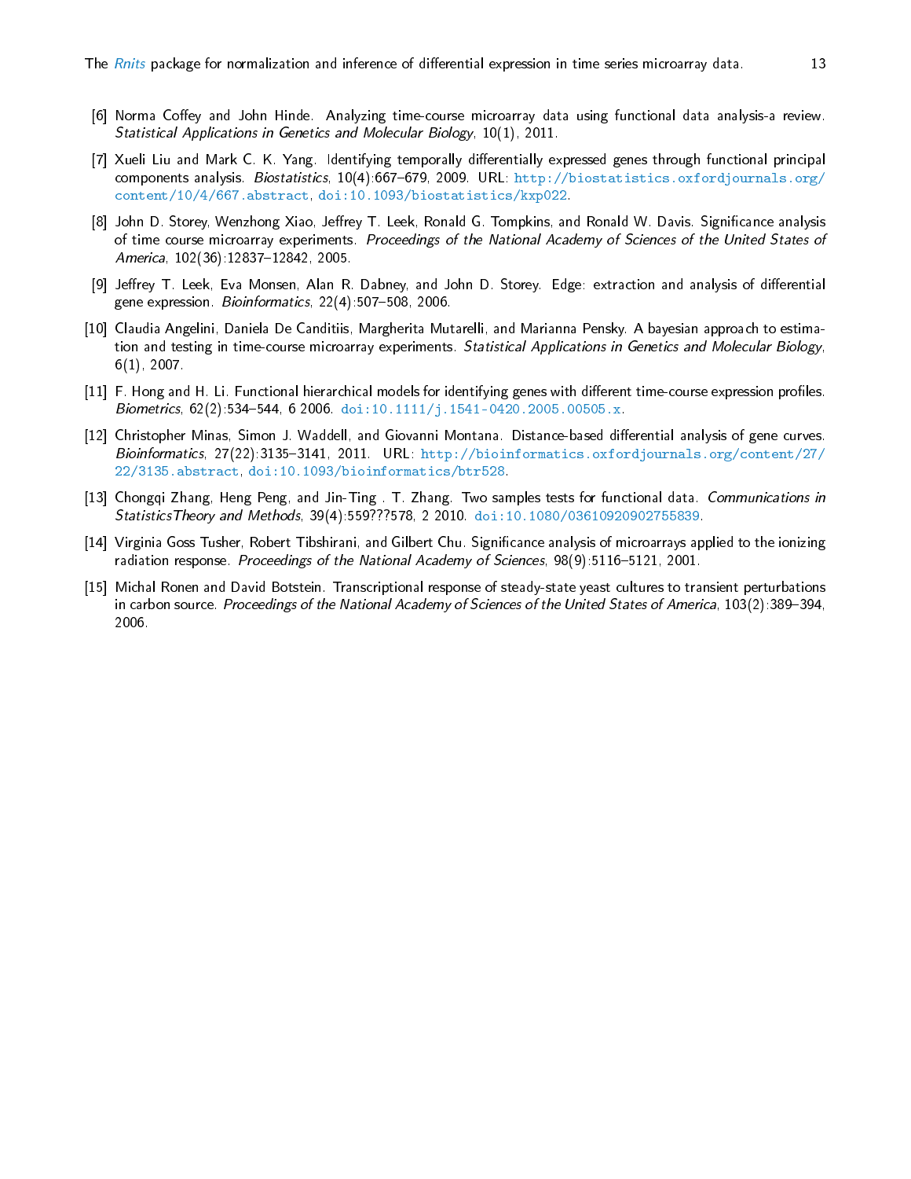[6] Norma Coffey and John Hinde. Analyzing time-course microarray data using functional data analysis-a review. *Statistical Applications in Genetics and Molecular Biology*, 10(1), 2011.

[7] Xueli Liu and Mark C. K. Yang. Identifying temporally differentially expressed genes through functional principal components analysis. *Biostatistics*, 10(4):667–679, 2009. URL: http://biostatistics.oxfordjournals.org/content/10/4/667.abstract, doi:10.1093/biostatistics/kxp022.

[8] John D. Storey, Wenzhong Xiao, Jeffrey T. Leek, Ronald G. Tompkins, and Ronald W. Davis. Significance analysis of time course microarray experiments. *Proceedings of the National Academy of Sciences of the United States of America*, 102(36):12837–12842, 2005.

[9] Jeffrey T. Leek, Eva Monsen, Alan R. Dabney, and John D. Storey. Edge: extraction and analysis of differential gene expression. *Bioinformatics*, 22(4):507–508, 2006.

[10] Claudia Angelini, Daniela De Canditiis, Margherita Mutarelli, and Marianna Pensky. A bayesian approach to estimation and testing in time-course microarray experiments. *Statistical Applications in Genetics and Molecular Biology*, 6(1), 2007.

[11] F. Hong and H. Li. Functional hierarchical models for identifying genes with different time-course expression profiles. *Biometrics*, 62(2):534–544, 6 2006. doi:10.1111/j.1541-0420.2005.00505.x.

[12] Christopher Minas, Simon J. Waddell, and Giovanni Montana. Distance-based differential analysis of gene curves. *Bioinformatics*, 27(22):3135–3141, 2011. URL: http://bioinformatics.oxfordjournals.org/content/27/22/3135.abstract, doi:10.1093/bioinformatics/btr528.

[13] Chongqi Zhang, Heng Peng, and Jin-Ting . T. Zhang. Two samples tests for functional data. *Communications in StatisticsTheory and Methods*, 39(4):559???578, 2 2010. doi:10.1080/03610920902755839.

[14] Virginia Goss Tusher, Robert Tibshirani, and Gilbert Chu. Significance analysis of microarrays applied to the ionizing radiation response. *Proceedings of the National Academy of Sciences*, 98(9):5116–5121, 2001.

[15] Michal Ronen and David Botstein. Transcriptional response of steady-state yeast cultures to transient perturbations in carbon source. *Proceedings of the National Academy of Sciences of the United States of America*, 103(2):389–394, 2006.